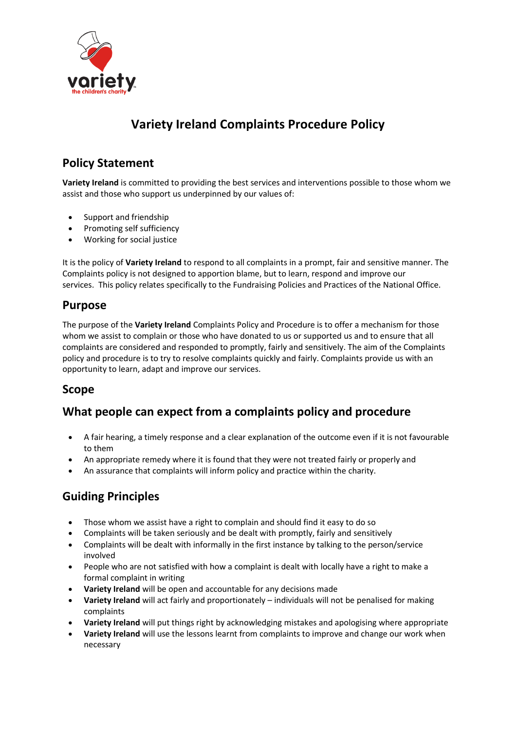# Variety Ireland Complaints Procedure Policy

## Policy Statement

**Variety Ireland** is committed to providing the best services and interventions possible to those whom we assist and those who support us underpinned by our values of:

- Support and friendship
- Promoting self sufficiency
- Working for social justice

It is the policy of **Variety Ireland** to respond to all complaints in a prompt, fair and sensitive manner. The Complaints policy is not designed to apportion blame, but to learn, respond and improve our services. This policy relates specifically to the Fundraising Policies and Practices of the National Office.

## Purpose

The purpose of the **Variety Ireland** Complaints Policy and Procedure is to offer a mechanism for those whom we assist to complain or those who have donated to us or supported us and to ensure that all complaints are considered and responded to promptly, fairly and sensitively. The aim of the Complaints policy and procedure is to try to resolve complaints quickly and fairly. Complaints provide us with an opportunity to learn, adapt and improve our services.

## Scope

## What people can expect from a complaints policy and procedure

- A fair hearing, a timely response and a clear explanation of the outcome even if it is not favourable to them
- An appropriate remedy where it is found that they were not treated fairly or properly and
- An assurance that complaints will inform policy and practice within the charity.

## Guiding Principles

- Those whom we assist have a right to complain and should find it easy to do so
- Complaints will be taken seriously and be dealt with promptly, fairly and sensitively
- Complaints will be dealt with informally in the first instance by talking to the person/service involved
- People who are not satisfied with how a complaint is dealt with locally have a right to make a formal complaint in writing
- **Variety Ireland** will be open and accountable for any decisions made
- **Variety Ireland** will act fairly and proportionately – individuals will not be penalised for making complaints
- **Variety Ireland** will put things right by acknowledging mistakes and apologising where appropriate
- **Variety Ireland** will use the lessons learnt from complaints to improve and change our work when necessary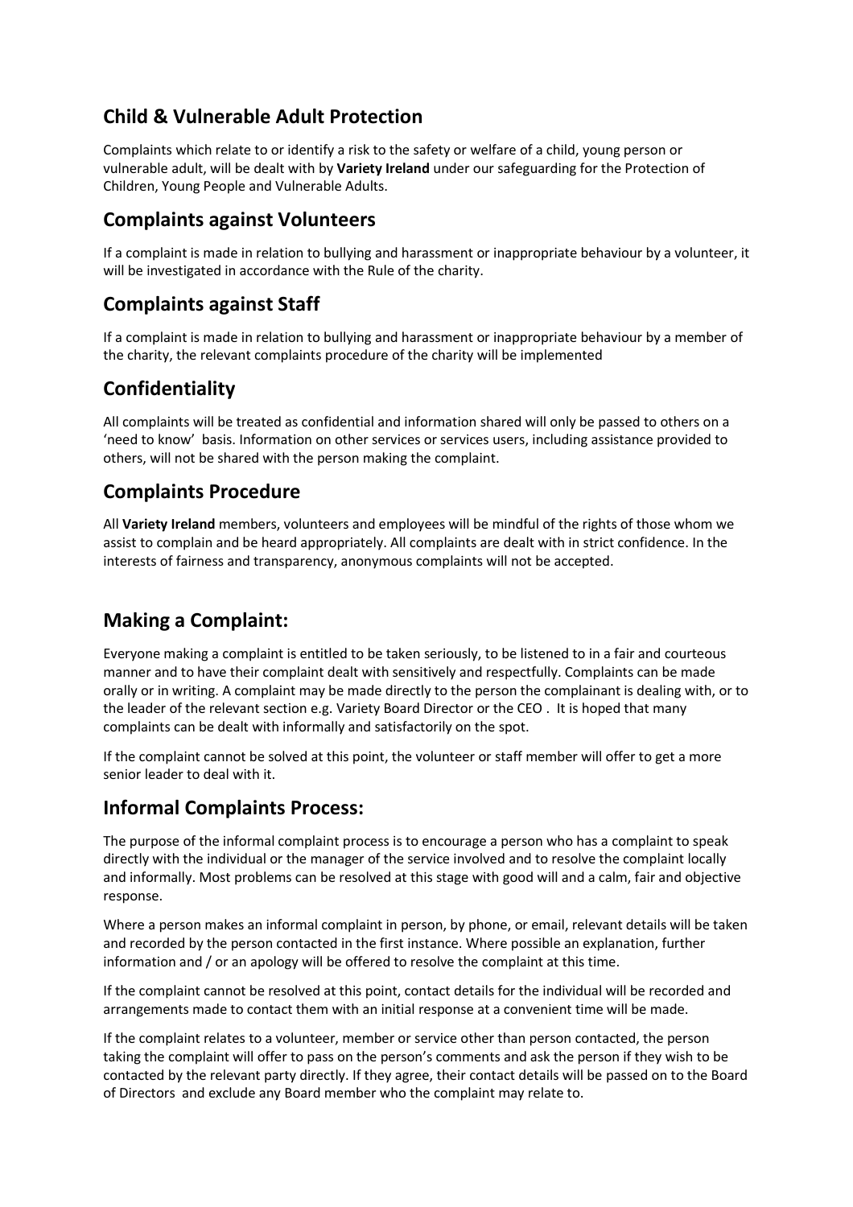## Child & Vulnerable Adult Protection

Complaints which relate to or identify a risk to the safety or welfare of a child, young person or vulnerable adult, will be dealt with by **Variety Ireland** under our safeguarding for the Protection of Children, Young People and Vulnerable Adults.

## Complaints against Volunteers

If a complaint is made in relation to bullying and harassment or inappropriate behaviour by a volunteer, it will be investigated in accordance with the Rule of the charity.

## Complaints against Staff

If a complaint is made in relation to bullying and harassment or inappropriate behaviour by a member of the charity, the relevant complaints procedure of the charity will be implemented

## Confidentiality

All complaints will be treated as confidential and information shared will only be passed to others on a 'need to know' basis. Information on other services or services users, including assistance provided to others, will not be shared with the person making the complaint.

## Complaints Procedure

All **Variety Ireland** members, volunteers and employees will be mindful of the rights of those whom we assist to complain and be heard appropriately. All complaints are dealt with in strict confidence. In the interests of fairness and transparency, anonymous complaints will not be accepted.

## Making a Complaint:

Everyone making a complaint is entitled to be taken seriously, to be listened to in a fair and courteous manner and to have their complaint dealt with sensitively and respectfully. Complaints can be made orally or in writing. A complaint may be made directly to the person the complainant is dealing with, or to the leader of the relevant section e.g. Variety Board Director or the CEO . It is hoped that many complaints can be dealt with informally and satisfactorily on the spot.

If the complaint cannot be solved at this point, the volunteer or staff member will offer to get a more senior leader to deal with it.

## Informal Complaints Process:

The purpose of the informal complaint process is to encourage a person who has a complaint to speak directly with the individual or the manager of the service involved and to resolve the complaint locally and informally. Most problems can be resolved at this stage with good will and a calm, fair and objective response.

Where a person makes an informal complaint in person, by phone, or email, relevant details will be taken and recorded by the person contacted in the first instance. Where possible an explanation, further information and / or an apology will be offered to resolve the complaint at this time.

If the complaint cannot be resolved at this point, contact details for the individual will be recorded and arrangements made to contact them with an initial response at a convenient time will be made.

If the complaint relates to a volunteer, member or service other than person contacted, the person taking the complaint will offer to pass on the person's comments and ask the person if they wish to be contacted by the relevant party directly. If they agree, their contact details will be passed on to the Board of Directors and exclude any Board member who the complaint may relate to.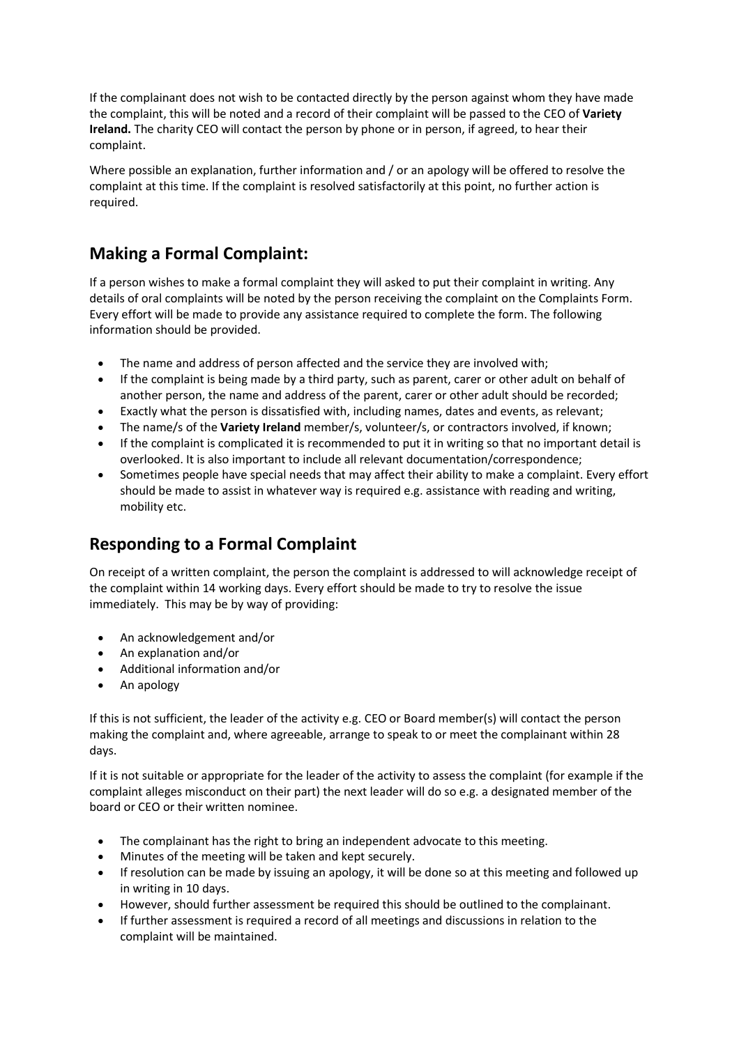If the complainant does not wish to be contacted directly by the person against whom they have made the complaint, this will be noted and a record of their complaint will be passed to the CEO of **Variety Ireland.** The charity CEO will contact the person by phone or in person, if agreed, to hear their complaint.

Where possible an explanation, further information and / or an apology will be offered to resolve the complaint at this time. If the complaint is resolved satisfactorily at this point, no further action is required.

## Making a Formal Complaint:

If a person wishes to make a formal complaint they will asked to put their complaint in writing. Any details of oral complaints will be noted by the person receiving the complaint on the Complaints Form. Every effort will be made to provide any assistance required to complete the form. The following information should be provided.

- The name and address of person affected and the service they are involved with;
- If the complaint is being made by a third party, such as parent, carer or other adult on behalf of another person, the name and address of the parent, carer or other adult should be recorded;
- Exactly what the person is dissatisfied with, including names, dates and events, as relevant;
- The name/s of the **Variety Ireland** member/s, volunteer/s, or contractors involved, if known;
- If the complaint is complicated it is recommended to put it in writing so that no important detail is overlooked. It is also important to include all relevant documentation/correspondence;
- Sometimes people have special needs that may affect their ability to make a complaint. Every effort should be made to assist in whatever way is required e.g. assistance with reading and writing, mobility etc.

## Responding to a Formal Complaint

On receipt of a written complaint, the person the complaint is addressed to will acknowledge receipt of the complaint within 14 working days. Every effort should be made to try to resolve the issue immediately. This may be by way of providing:

- An acknowledgement and/or
- An explanation and/or
- Additional information and/or
- An apology

If this is not sufficient, the leader of the activity e.g. CEO or Board member(s) will contact the person making the complaint and, where agreeable, arrange to speak to or meet the complainant within 28 days.

If it is not suitable or appropriate for the leader of the activity to assess the complaint (for example if the complaint alleges misconduct on their part) the next leader will do so e.g. a designated member of the board or CEO or their written nominee.

- The complainant has the right to bring an independent advocate to this meeting.
- Minutes of the meeting will be taken and kept securely.
- If resolution can be made by issuing an apology, it will be done so at this meeting and followed up in writing in 10 days.
- However, should further assessment be required this should be outlined to the complainant.
- If further assessment is required a record of all meetings and discussions in relation to the complaint will be maintained.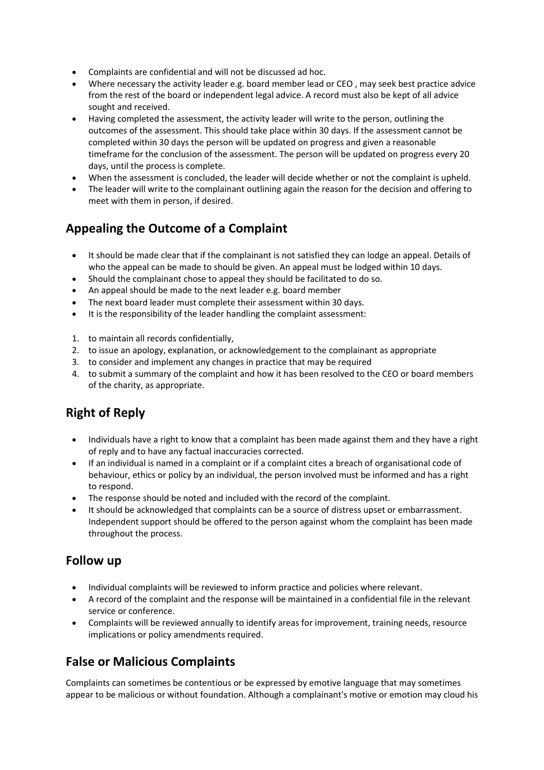- Complaints are confidential and will not be discussed ad hoc.
- Where necessary the activity leader e.g. board member lead or CEO , may seek best practice advice from the rest of the board or independent legal advice. A record must also be kept of all advice sought and received.
- Having completed the assessment, the activity leader will write to the person, outlining the outcomes of the assessment. This should take place within 30 days. If the assessment cannot be completed within 30 days the person will be updated on progress and given a reasonable timeframe for the conclusion of the assessment. The person will be updated on progress every 20 days, until the process is complete.
- When the assessment is concluded, the leader will decide whether or not the complaint is upheld.
- The leader will write to the complainant outlining again the reason for the decision and offering to meet with them in person, if desired.

## Appealing the Outcome of a Complaint

- It should be made clear that if the complainant is not satisfied they can lodge an appeal. Details of who the appeal can be made to should be given. An appeal must be lodged within 10 days.
- Should the complainant chose to appeal they should be facilitated to do so.
- An appeal should be made to the next leader e.g. board member
- The next board leader must complete their assessment within 30 days.
- It is the responsibility of the leader handling the complaint assessment:

1. to maintain all records confidentially,
2. to issue an apology, explanation, or acknowledgement to the complainant as appropriate
3. to consider and implement any changes in practice that may be required
4. to submit a summary of the complaint and how it has been resolved to the CEO or board members of the charity, as appropriate.

## Right of Reply

- Individuals have a right to know that a complaint has been made against them and they have a right of reply and to have any factual inaccuracies corrected.
- If an individual is named in a complaint or if a complaint cites a breach of organisational code of behaviour, ethics or policy by an individual, the person involved must be informed and has a right to respond.
- The response should be noted and included with the record of the complaint.
- It should be acknowledged that complaints can be a source of distress upset or embarrassment. Independent support should be offered to the person against whom the complaint has been made throughout the process.

## Follow up

- Individual complaints will be reviewed to inform practice and policies where relevant.
- A record of the complaint and the response will be maintained in a confidential file in the relevant service or conference.
- Complaints will be reviewed annually to identify areas for improvement, training needs, resource implications or policy amendments required.

## False or Malicious Complaints

Complaints can sometimes be contentious or be expressed by emotive language that may sometimes appear to be malicious or without foundation. Although a complainant's motive or emotion may cloud his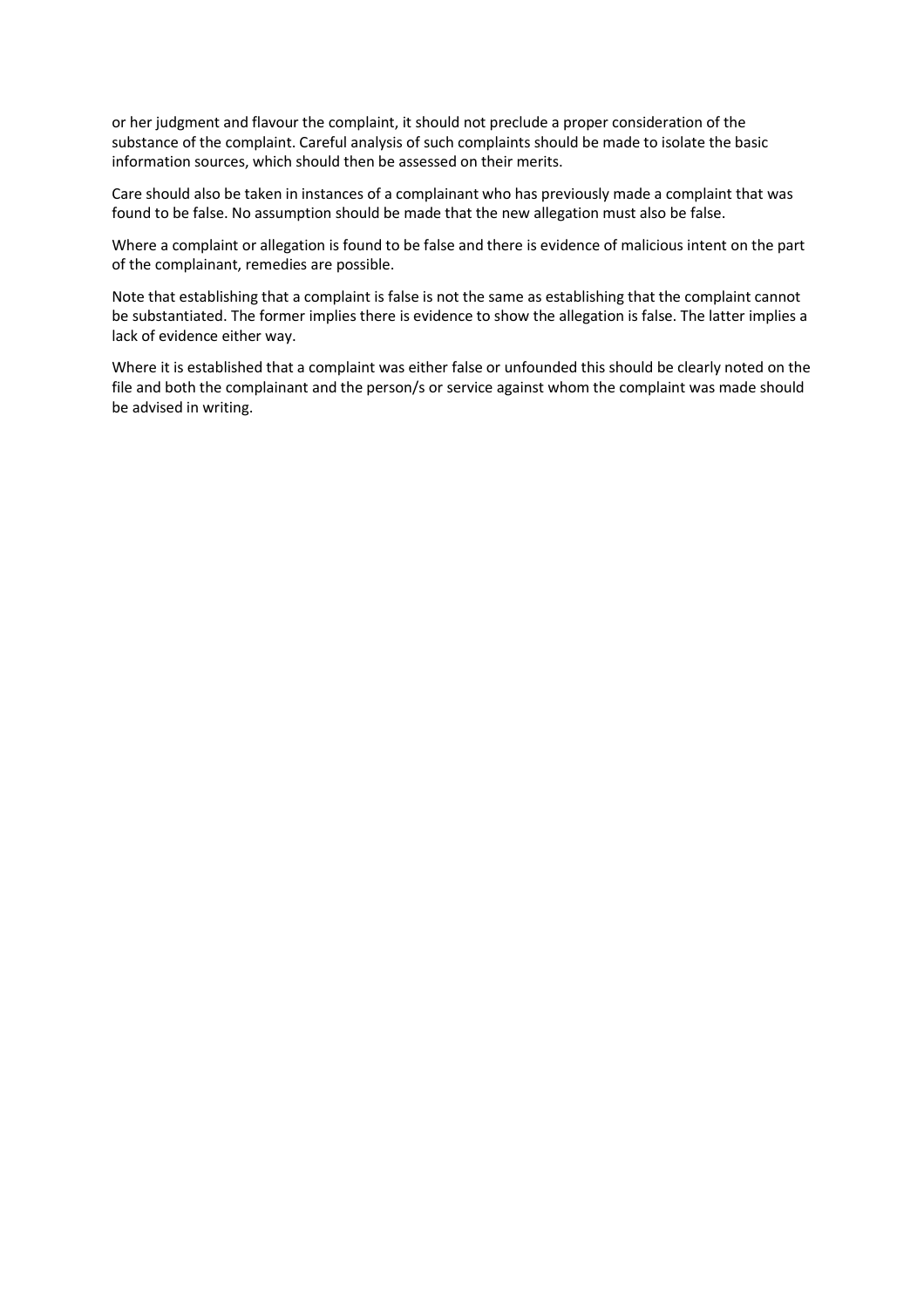or her judgment and flavour the complaint, it should not preclude a proper consideration of the substance of the complaint. Careful analysis of such complaints should be made to isolate the basic information sources, which should then be assessed on their merits.

Care should also be taken in instances of a complainant who has previously made a complaint that was found to be false. No assumption should be made that the new allegation must also be false.

Where a complaint or allegation is found to be false and there is evidence of malicious intent on the part of the complainant, remedies are possible.

Note that establishing that a complaint is false is not the same as establishing that the complaint cannot be substantiated. The former implies there is evidence to show the allegation is false. The latter implies a lack of evidence either way.

Where it is established that a complaint was either false or unfounded this should be clearly noted on the file and both the complainant and the person/s or service against whom the complaint was made should be advised in writing.